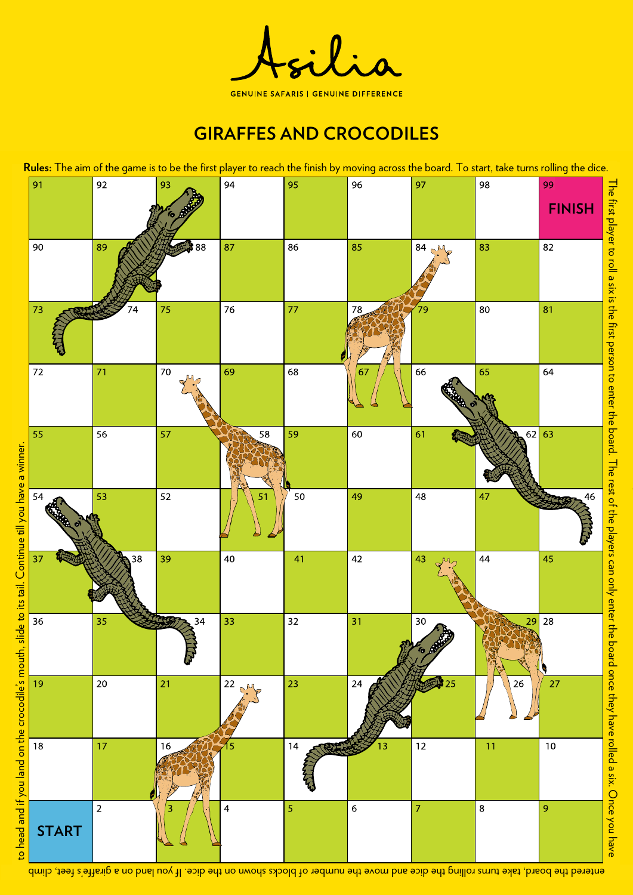Asilia

GENUINE SAFARIS | GENUINE DIFFERENCE

# GIRAFFES AND CROCODILES

**Rules:** The aim of the game is to be the first player to reach the finish by moving across the board. To start, take turns rolling the dice. The first player to roll a six is the first person to enter the board. The rest of the players can only enter the board once they have rolled a six. Once you have entered the board, take turns rolling the dice and move the number of blocks shown on the dice. If you land on a giraffe's feet, climb to head and if you land on the crocodile's mouth, slide to its tail. Continue till you have a winner.

| | | | | | | | | |
|---|---|---|---|---|---|---|---|---|
| 91 | 92 | 93 | 94 | 95 | 96 | 97 | 98 | 99 FINISH |
| 90 | 89 | 88 | 87 | 86 | 85 | 84 | 83 | 82 |
| 73 | 74 | 75 | 76 | 77 | 78 | 79 | 80 | 81 |
| 72 | 71 | 70 | 69 | 68 | 67 | 66 | 65 | 64 |
| 55 | 56 | 57 | 58 | 59 | 60 | 61 | 62 | 63 |
| 54 | 53 | 52 | 51 | 50 | 49 | 48 | 47 | 46 |
| 37 | 38 | 39 | 40 | 41 | 42 | 43 | 44 | 45 |
| 36 | 35 | 34 | 33 | 32 | 31 | 30 | 29 | 28 |
| 19 | 20 | 21 | 22 | 23 | 24 | 25 | 26 | 27 |
| 18 | 17 | 16 | 15 | 14 | 13 | 12 | 11 | 10 |
| START | 2 | 3 | 4 | 5 | 6 | 7 | 8 | 9 |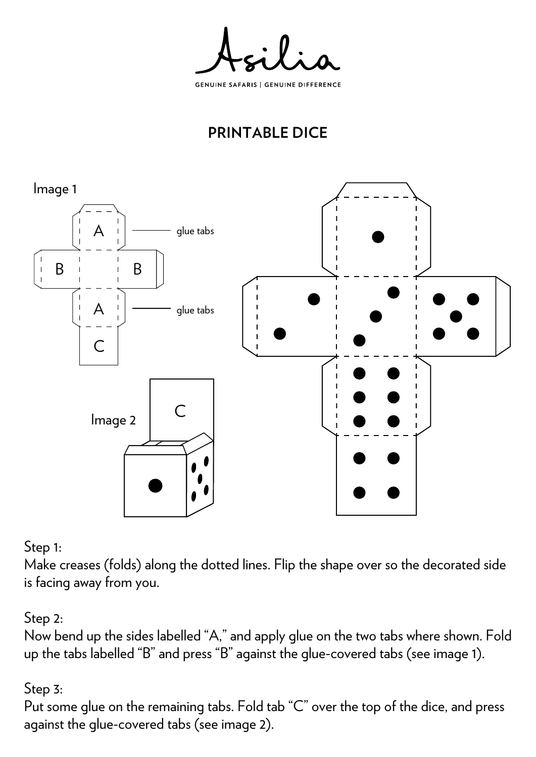Asilia

GENUINE SAFARIS | GENUINE DIFFERENCE

## PRINTABLE DICE

Image 1

A — glue tabs

B B

A — glue tabs

C

Image 2

C

Step 1:
Make creases (folds) along the dotted lines. Flip the shape over so the decorated side is facing away from you.

Step 2:
Now bend up the sides labelled "A," and apply glue on the two tabs where shown. Fold up the tabs labelled "B" and press "B" against the glue-covered tabs (see image 1).

Step 3:
Put some glue on the remaining tabs. Fold tab "C" over the top of the dice, and press against the glue-covered tabs (see image 2).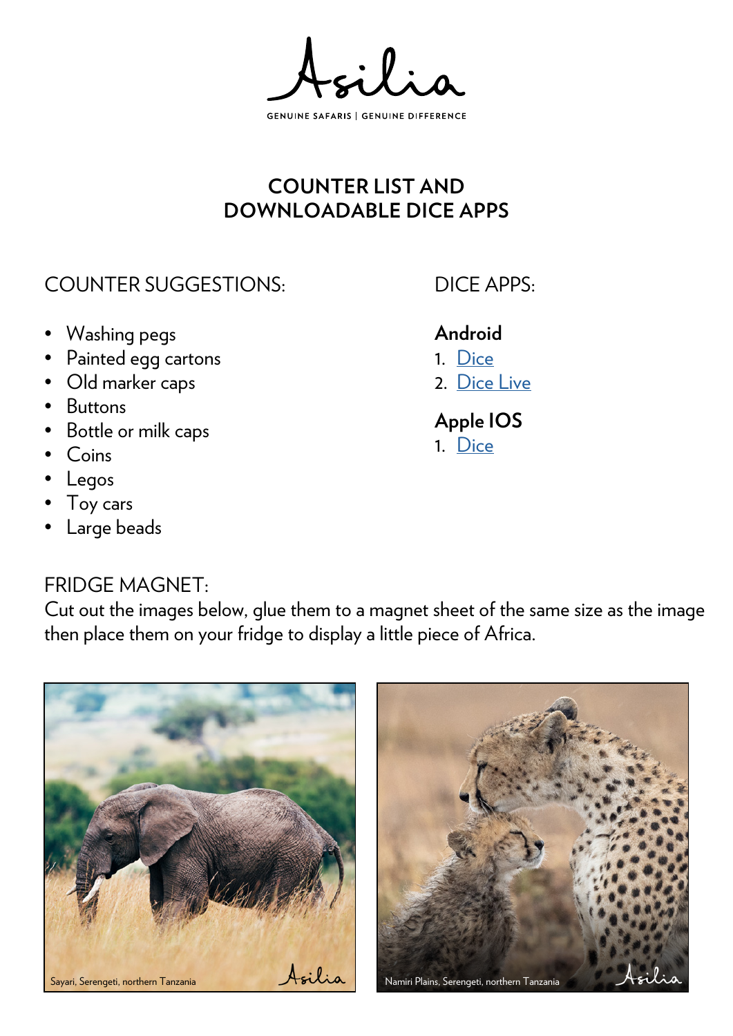Asilia

GENUINE SAFARIS | GENUINE DIFFERENCE

# COUNTER LIST AND DOWNLOADABLE DICE APPS

## COUNTER SUGGESTIONS:

- Washing pegs
- Painted egg cartons
- Old marker caps
- Buttons
- Bottle or milk caps
- Coins
- Legos
- Toy cars
- Large beads

## DICE APPS:

**Android**

1. Dice
2. Dice Live

**Apple IOS**

1. Dice

## FRIDGE MAGNET:

Cut out the images below, glue them to a magnet sheet of the same size as the image then place them on your fridge to display a little piece of Africa.

Sayari, Serengeti, northern Tanzania

Namiri Plains, Serengeti, northern Tanzania